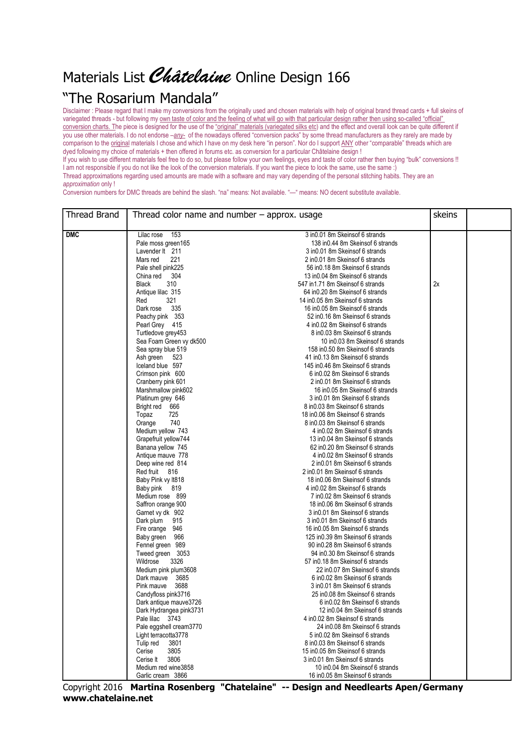# Materials List *Châtelaine* Online Design 166

## "The Rosarium Mandala"

Disclaimer : Please regard that I make my conversions from the originally used and chosen materials with help of original brand thread cards + full skeins of variegated threads - but following my own taste of color and the feeling of what will go with that particular design rather then using so-called "official" conversion charts. The piece is designed for the use of the "original" materials (variegated silks etc) and the effect and overall look can be quite different if you use other materials. I do not endorse –*any*- of the nowadays offered "conversion packs" by some thread manufacturers as they rarely are made by comparison to the original materials I chose and which I have on my desk here "in person". Nor do I support ANY other "comparable" threads which are dyed following my choice of materials + then offered in forums etc. as conversion for a particular Châtelaine design !

If you wish to use different materials feel free to do so, but please follow your own feelings, eyes and taste of color rather then buying "bulk" conversions !! I am not responsible if you do not like the look of the conversion materials. If you want the piece to look the same, use the same :)

Thread approximations regarding used amounts are made with a software and may vary depending of the personal stitching habits. They are an *approximation* only !

Conversion numbers for DMC threads are behind the slash. "na" means: Not available. "—" means: NO decent substitute available.

| Thread Brand | Thread color name and number – approx. usage | | skeins | |
|---|---|---|---|---|
| **DMC** | Lilac rose 153 | 3 in0.01 8m Skeinsof 6 strands | | |
| | Pale moss green165 | 138 in0.44 8m Skeinsof 6 strands | | |
| | Lavender lt 211 | 3 in0.01 8m Skeinsof 6 strands | | |
| | Mars red 221 | 2 in0.01 8m Skeinsof 6 strands | | |
| | Pale shell pink225 | 56 in0.18 8m Skeinsof 6 strands | | |
| | China red 304 | 13 in0.04 8m Skeinsof 6 strands | | |
| | Black 310 | 547 in1.71 8m Skeinsof 6 strands | 2x | |
| | Antique lilac 315 | 64 in0.20 8m Skeinsof 6 strands | | |
| | Red 321 | 14 in0.05 8m Skeinsof 6 strands | | |
| | Dark rose 335 | 16 in0.05 8m Skeinsof 6 strands | | |
| | Peachy pink 353 | 52 in0.16 8m Skeinsof 6 strands | | |
| | Pearl Grey 415 | 4 in0.02 8m Skeinsof 6 strands | | |
| | Turtledove grey453 | 8 in0.03 8m Skeinsof 6 strands | | |
| | Sea Foam Green vy dk500 | 10 in0.03 8m Skeinsof 6 strands | | |
| | Sea spray blue 519 | 158 in0.50 8m Skeinsof 6 strands | | |
| | Ash green 523 | 41 in0.13 8m Skeinsof 6 strands | | |
| | Iceland blue 597 | 145 in0.46 8m Skeinsof 6 strands | | |
| | Crimson pink 600 | 6 in0.02 8m Skeinsof 6 strands | | |
| | Cranberry pink 601 | 2 in0.01 8m Skeinsof 6 strands | | |
| | Marshmallow pink602 | 16 in0.05 8m Skeinsof 6 strands | | |
| | Platinum grey 646 | 3 in0.01 8m Skeinsof 6 strands | | |
| | Bright red 666 | 8 in0.03 8m Skeinsof 6 strands | | |
| | Topaz 725 | 18 in0.06 8m Skeinsof 6 strands | | |
| | Orange 740 | 8 in0.03 8m Skeinsof 6 strands | | |
| | Medium yellow 743 | 4 in0.02 8m Skeinsof 6 strands | | |
| | Grapefruit yellow744 | 13 in0.04 8m Skeinsof 6 strands | | |
| | Banana yellow 745 | 62 in0.20 8m Skeinsof 6 strands | | |
| | Antique mauve 778 | 4 in0.02 8m Skeinsof 6 strands | | |
| | Deep wine red 814 | 2 in0.01 8m Skeinsof 6 strands | | |
| | Red fruit 816 | 2 in0.01 8m Skeinsof 6 strands | | |
| | Baby Pink vy lt818 | 18 in0.06 8m Skeinsof 6 strands | | |
| | Baby pink 819 | 4 in0.02 8m Skeinsof 6 strands | | |
| | Medium rose 899 | 7 in0.02 8m Skeinsof 6 strands | | |
| | Saffron orange 900 | 18 in0.06 8m Skeinsof 6 strands | | |
| | Garnet vy dk 902 | 3 in0.01 8m Skeinsof 6 strands | | |
| | Dark plum 915 | 3 in0.01 8m Skeinsof 6 strands | | |
| | Fire orange 946 | 16 in0.05 8m Skeinsof 6 strands | | |
| | Baby green 966 | 125 in0.39 8m Skeinsof 6 strands | | |
| | Fennel green 989 | 90 in0.28 8m Skeinsof 6 strands | | |
| | Tweed green 3053 | 94 in0.30 8m Skeinsof 6 strands | | |
| | Wildrose 3326 | 57 in0.18 8m Skeinsof 6 strands | | |
| | Medium pink plum3608 | 22 in0.07 8m Skeinsof 6 strands | | |
| | Dark mauve 3685 | 6 in0.02 8m Skeinsof 6 strands | | |
| | Pink mauve 3688 | 3 in0.01 8m Skeinsof 6 strands | | |
| | Candyfloss pink3716 | 25 in0.08 8m Skeinsof 6 strands | | |
| | Dark antique mauve3726 | 6 in0.02 8m Skeinsof 6 strands | | |
| | Dark Hydrangea pink3731 | 12 in0.04 8m Skeinsof 6 strands | | |
| | Pale lilac 3743 | 4 in0.02 8m Skeinsof 6 strands | | |
| | Pale eggshell cream3770 | 24 in0.08 8m Skeinsof 6 strands | | |
| | Light terracotta3778 | 5 in0.02 8m Skeinsof 6 strands | | |
| | Tulip red 3801 | 8 in0.03 8m Skeinsof 6 strands | | |
| | Cerise 3805 | 15 in0.05 8m Skeinsof 6 strands | | |
| | Cerise lt 3806 | 3 in0.01 8m Skeinsof 6 strands | | |
| | Medium red wine3858 | 10 in0.04 8m Skeinsof 6 strands | | |
| | Garlic cream 3866 | 16 in0.05 8m Skeinsof 6 strands | | |

Copyright 2016 **Martina Rosenberg "Chatelaine" -- Design and Needlearts Apen/Germany**
**www.chatelaine.net**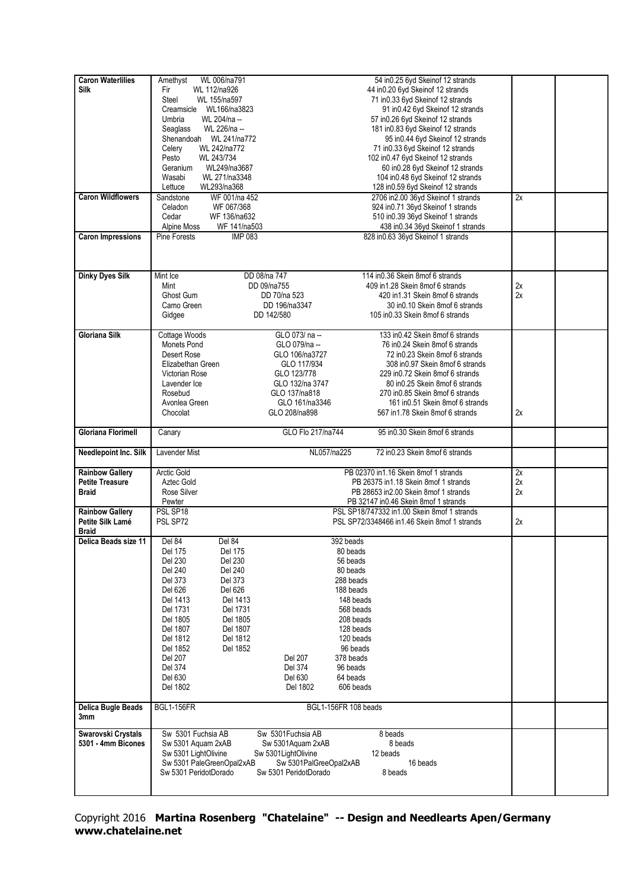| | | | |
|---|---|---|---|
| **Caron Waterlilies Silk** | Amethyst WL 006/na791<br>Fir WL 112/na926<br>Steel WL 155/na597<br>Creamsicle WL166/na3823<br>Umbria WL 204/na --<br>Seaglass WL 226/na --<br>Shenandoah WL 241/na772<br>Celery WL 242/na772<br>Pesto WL 243/734<br>Geranium WL249/na3687<br>Wasabi WL 271/na3348<br>Lettuce WL293/na368 | | |
| | 54 in0.25 6yd Skeinof 12 strands<br>44 in0.20 6yd Skeinof 12 strands<br>71 in0.33 6yd Skeinof 12 strands<br>91 in0.42 6yd Skeinof 12 strands<br>57 in0.26 6yd Skeinof 12 strands<br>181 in0.83 6yd Skeinof 12 strands<br>95 in0.44 6yd Skeinof 12 strands<br>71 in0.33 6yd Skeinof 12 strands<br>102 in0.47 6yd Skeinof 12 strands<br>60 in0.28 6yd Skeinof 12 strands<br>104 in0.48 6yd Skeinof 12 strands<br>128 in0.59 6yd Skeinof 12 strands | | |
| **Caron Wildflowers** | Sandstone WF 001/na 452<br>Celadon WF 067/368<br>Cedar WF 136/na632<br>Alpine Moss WF 141/na503<br>2706 in2.00 36yd Skeinof 1 strands<br>924 in0.71 36yd Skeinof 1 strands<br>510 in0.39 36yd Skeinof 1 strands<br>438 in0.34 36yd Skeinof 1 strands | 2x | |
| **Caron Impressions** | Pine Forests IMP 083<br>828 in0.63 36yd Skeinof 1 strands | | |
| **Dinky Dyes Silk** | Mint Ice DD 08/na 747 114 in0.36 Skein 8mof 6 strands<br>Mint DD 09/na755 409 in1.28 Skein 8mof 6 strands<br>Ghost Gum DD 70/na 523 420 in1.31 Skein 8mof 6 strands<br>Camo Green DD 196/na3347 30 in0.10 Skein 8mof 6 strands<br>Gidgee DD 142/580 105 in0.33 Skein 8mof 6 strands | <br>2x<br>2x | |
| **Gloriana Silk** | Cottage Woods GLO 073/ na -- 133 in0.42 Skein 8mof 6 strands<br>Monets Pond GLO 079/na -- 76 in0.24 Skein 8mof 6 strands<br>Desert Rose GLO 106/na3727 72 in0.23 Skein 8mof 6 strands<br>Elizabethan Green GLO 117/934 308 in0.97 Skein 8mof 6 strands<br>Victorian Rose GLO 123/778 229 in0.72 Skein 8mof 6 strands<br>Lavender Ice GLO 132/na 3747 80 in0.25 Skein 8mof 6 strands<br>Rosebud GLO 137/na818 270 in0.85 Skein 8mof 6 strands<br>Avonlea Green GLO 161/na3346 161 in0.51 Skein 8mof 6 strands<br>Chocolat GLO 208/na898 567 in1.78 Skein 8mof 6 strands | <br><br><br><br><br><br><br><br>2x | |
| **Gloriana Florimell** | Canary GLO Flo 217/na744 95 in0.30 Skein 8mof 6 strands | | |
| **Needlepoint Inc. Silk** | Lavender Mist NL057/na225 72 in0.23 Skein 8mof 6 strands | | |
| **Rainbow Gallery Petite Treasure Braid** | Arctic Gold PB 02370 in1.16 Skein 8mof 1 strands<br>Aztec Gold PB 26375 in1.18 Skein 8mof 1 strands<br>Rose Silver PB 28653 in2.00 Skein 8mof 1 strands<br>Pewter PB 32147 in0.46 Skein 8mof 1 strands | 2x<br>2x<br>2x | |
| **Rainbow Gallery Petite Silk Lamé Braid** | PSL SP18 PSL SP18/747332 in1.00 Skein 8mof 1 strands<br>PSL SP72 PSL SP72/3348466 in1.46 Skein 8mof 1 strands | <br>2x | |
| **Delica Beads size 11** | Del 84 Del 84 392 beads<br>Del 175 Del 175 80 beads<br>Del 230 Del 230 56 beads<br>Del 240 Del 240 80 beads<br>Del 373 Del 373 288 beads<br>Del 626 Del 626 188 beads<br>Del 1413 Del 1413 148 beads<br>Del 1731 Del 1731 568 beads<br>Del 1805 Del 1805 208 beads<br>Del 1807 Del 1807 128 beads<br>Del 1812 Del 1812 120 beads<br>Del 1852 Del 1852 96 beads<br>Del 207 Del 207 378 beads<br>Del 374 Del 374 96 beads<br>Del 630 Del 630 64 beads<br>Del 1802 Del 1802 606 beads | | |
| **Delica Bugle Beads 3mm** | BGL1-156FR BGL1-156FR 108 beads | | |
| **Swarovski Crystals 5301 - 4mm Bicones** | Sw 5301 Fuchsia AB Sw 5301Fuchsia AB 8 beads<br>Sw 5301 Aquam 2xAB Sw 5301Aquam 2xAB 8 beads<br>Sw 5301 LightOlivine Sw 5301LightOlivine 12 beads<br>Sw 5301 PaleGreenOpal2xAB Sw 5301PalGreeOpal2xAB 16 beads<br>Sw 5301 PeridotDorado Sw 5301 PeridotDorado 8 beads | | |

Copyright 2016 **Martina Rosenberg "Chatelaine" -- Design and Needlearts Apen/Germany www.chatelaine.net**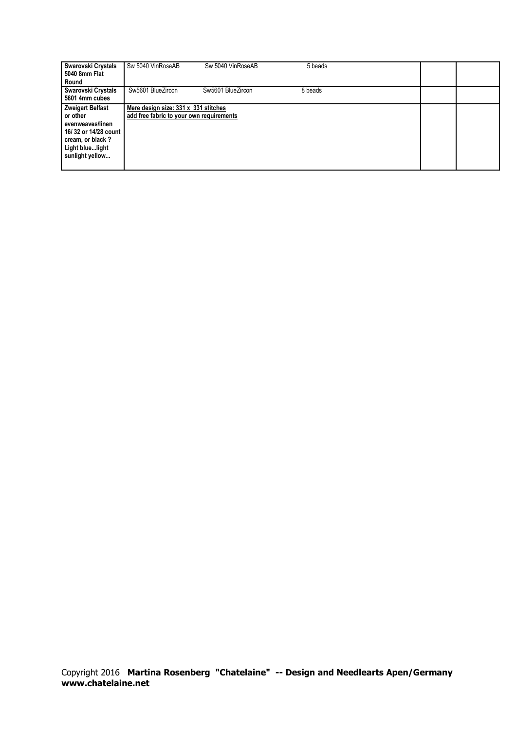| | | | | | |
|---|---|---|---|---|---|
| **Swarovski Crystals 5040 8mm Flat Round** | Sw 5040 VinRoseAB | Sw 5040 VinRoseAB | 5 beads | | |
| **Swarovski Crystals 5601 4mm cubes** | Sw5601 BlueZircon | Sw5601 BlueZircon | 8 beads | | |
| **Zweigart Belfast or other evenweaves/linen 16/ 32 or 14/28 count cream, or black ? Light blue...light sunlight yellow...** | **Mere design size: 331 x 331 stitches add free fabric to your own requirements** | | | | |

Copyright 2016 **Martina Rosenberg "Chatelaine" -- Design and Needlearts Apen/Germany www.chatelaine.net**